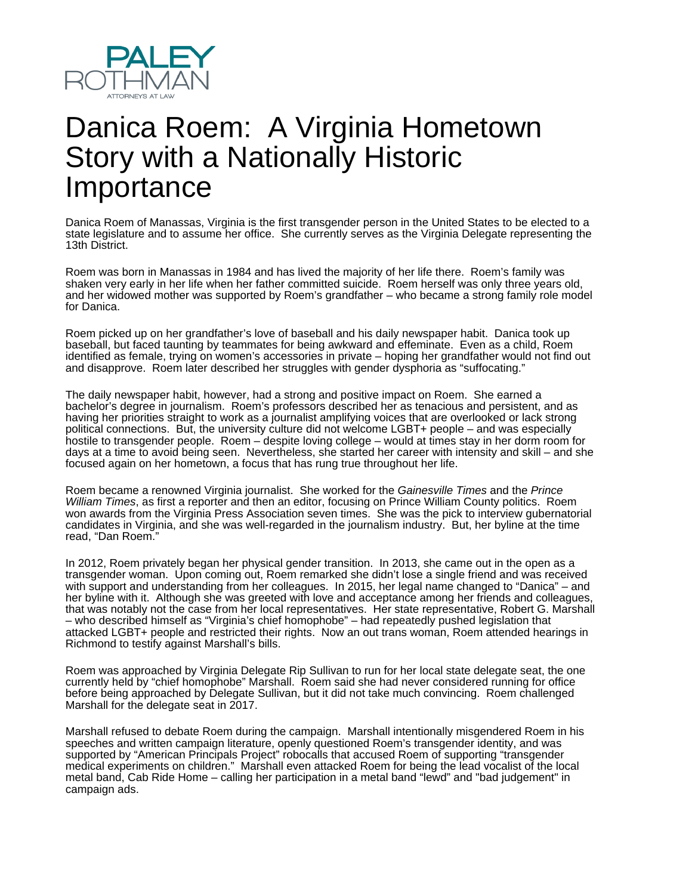PALEY ROTHMAN

ATTORNEYS AT LAW

# Danica Roem: A Virginia Hometown Story with a Nationally Historic Importance

Danica Roem of Manassas, Virginia is the first transgender person in the United States to be elected to a state legislature and to assume her office. She currently serves as the Virginia Delegate representing the 13th District.

Roem was born in Manassas in 1984 and has lived the majority of her life there. Roem's family was shaken very early in her life when her father committed suicide. Roem herself was only three years old, and her widowed mother was supported by Roem's grandfather – who became a strong family role model for Danica.

Roem picked up on her grandfather's love of baseball and his daily newspaper habit. Danica took up baseball, but faced taunting by teammates for being awkward and effeminate. Even as a child, Roem identified as female, trying on women's accessories in private – hoping her grandfather would not find out and disapprove. Roem later described her struggles with gender dysphoria as "suffocating."

The daily newspaper habit, however, had a strong and positive impact on Roem. She earned a bachelor's degree in journalism. Roem's professors described her as tenacious and persistent, and as having her priorities straight to work as a journalist amplifying voices that are overlooked or lack strong political connections. But, the university culture did not welcome LGBT+ people – and was especially hostile to transgender people. Roem – despite loving college – would at times stay in her dorm room for days at a time to avoid being seen. Nevertheless, she started her career with intensity and skill – and she focused again on her hometown, a focus that has rung true throughout her life.

Roem became a renowned Virginia journalist. She worked for the *Gainesville Times* and the *Prince William Times*, as first a reporter and then an editor, focusing on Prince William County politics. Roem won awards from the Virginia Press Association seven times. She was the pick to interview gubernatorial candidates in Virginia, and she was well-regarded in the journalism industry. But, her byline at the time read, "Dan Roem."

In 2012, Roem privately began her physical gender transition. In 2013, she came out in the open as a transgender woman. Upon coming out, Roem remarked she didn't lose a single friend and was received with support and understanding from her colleagues. In 2015, her legal name changed to "Danica" – and her byline with it. Although she was greeted with love and acceptance among her friends and colleagues, that was notably not the case from her local representatives. Her state representative, Robert G. Marshall – who described himself as "Virginia's chief homophobe" – had repeatedly pushed legislation that attacked LGBT+ people and restricted their rights. Now an out trans woman, Roem attended hearings in Richmond to testify against Marshall's bills.

Roem was approached by Virginia Delegate Rip Sullivan to run for her local state delegate seat, the one currently held by "chief homophobe" Marshall. Roem said she had never considered running for office before being approached by Delegate Sullivan, but it did not take much convincing. Roem challenged Marshall for the delegate seat in 2017.

Marshall refused to debate Roem during the campaign. Marshall intentionally misgendered Roem in his speeches and written campaign literature, openly questioned Roem's transgender identity, and was supported by "American Principals Project" robocalls that accused Roem of supporting "transgender medical experiments on children." Marshall even attacked Roem for being the lead vocalist of the local metal band, Cab Ride Home – calling her participation in a metal band "lewd" and "bad judgement" in campaign ads.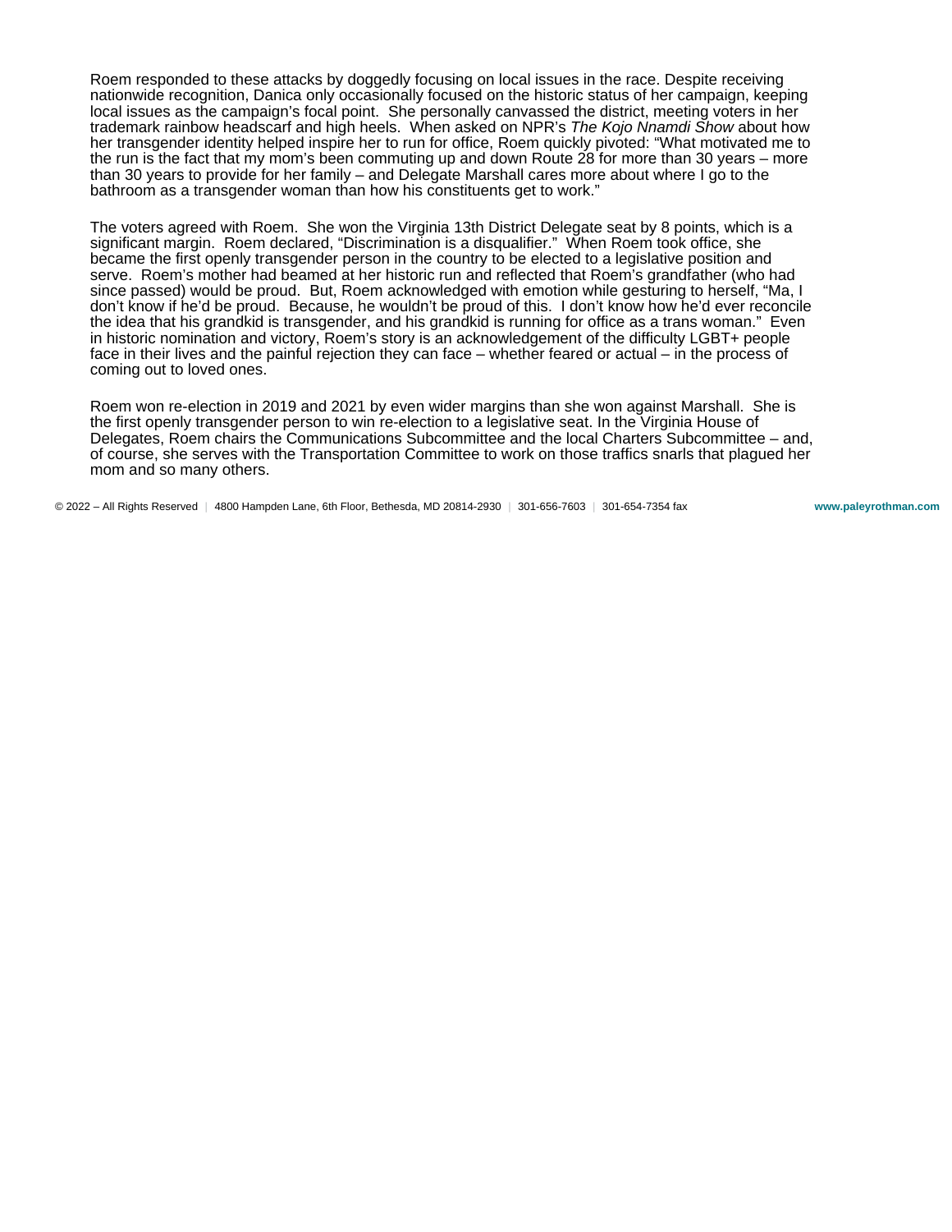Roem responded to these attacks by doggedly focusing on local issues in the race. Despite receiving nationwide recognition, Danica only occasionally focused on the historic status of her campaign, keeping local issues as the campaign's focal point. She personally canvassed the district, meeting voters in her trademark rainbow headscarf and high heels. When asked on NPR's *The Kojo Nnamdi Show* about how her transgender identity helped inspire her to run for office, Roem quickly pivoted: "What motivated me to the run is the fact that my mom's been commuting up and down Route 28 for more than 30 years – more than 30 years to provide for her family – and Delegate Marshall cares more about where I go to the bathroom as a transgender woman than how his constituents get to work."

The voters agreed with Roem. She won the Virginia 13th District Delegate seat by 8 points, which is a significant margin. Roem declared, "Discrimination is a disqualifier." When Roem took office, she became the first openly transgender person in the country to be elected to a legislative position and serve. Roem's mother had beamed at her historic run and reflected that Roem's grandfather (who had since passed) would be proud. But, Roem acknowledged with emotion while gesturing to herself, "Ma, I don't know if he'd be proud. Because, he wouldn't be proud of this. I don't know how he'd ever reconcile the idea that his grandkid is transgender, and his grandkid is running for office as a trans woman." Even in historic nomination and victory, Roem's story is an acknowledgement of the difficulty LGBT+ people face in their lives and the painful rejection they can face – whether feared or actual – in the process of coming out to loved ones.

Roem won re-election in 2019 and 2021 by even wider margins than she won against Marshall. She is the first openly transgender person to win re-election to a legislative seat. In the Virginia House of Delegates, Roem chairs the Communications Subcommittee and the local Charters Subcommittee – and, of course, she serves with the Transportation Committee to work on those traffics snarls that plagued her mom and so many others.